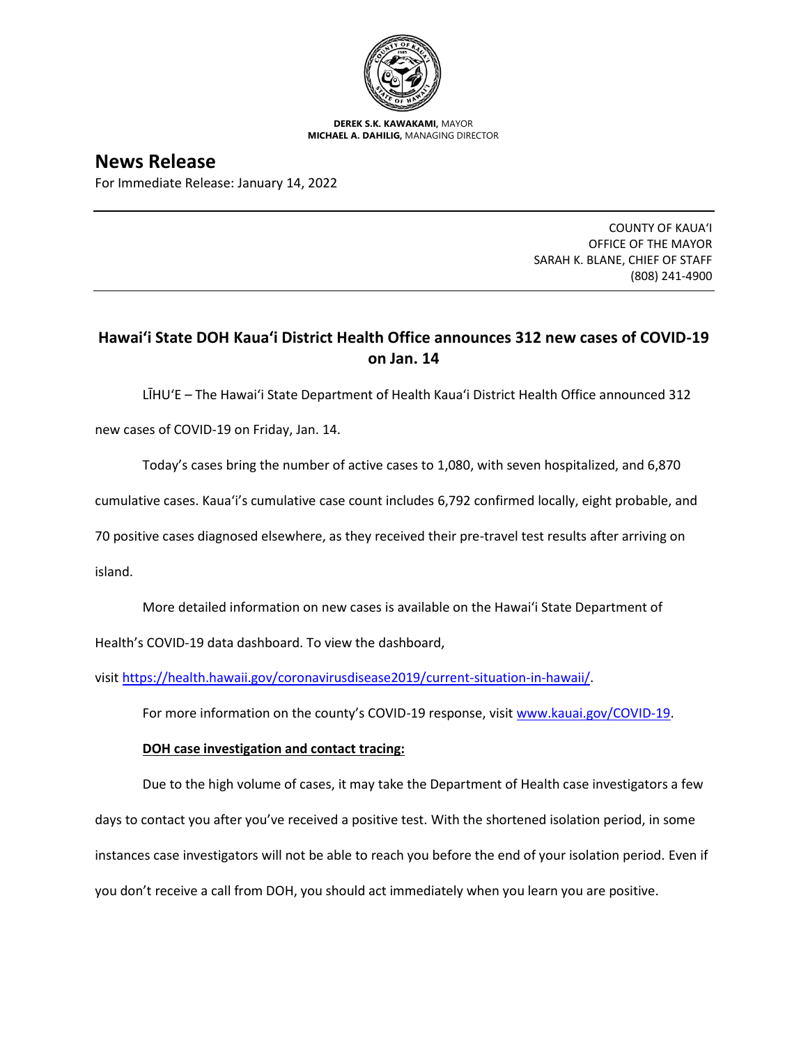**DEREK S.K. KAWAKAMI,** MAYOR
**MICHAEL A. DAHILIG,** MANAGING DIRECTOR

# News Release

For Immediate Release: January 14, 2022

COUNTY OF KAUAʻI
OFFICE OF THE MAYOR
SARAH K. BLANE, CHIEF OF STAFF
(808) 241-4900

## Hawaiʻi State DOH Kauaʻi District Health Office announces 312 new cases of COVID-19 on Jan. 14

LĪHUʻE – The Hawaiʻi State Department of Health Kauaʻi District Health Office announced 312 new cases of COVID-19 on Friday, Jan. 14.

Today's cases bring the number of active cases to 1,080, with seven hospitalized, and 6,870 cumulative cases. Kauaʻi's cumulative case count includes 6,792 confirmed locally, eight probable, and 70 positive cases diagnosed elsewhere, as they received their pre-travel test results after arriving on island.

More detailed information on new cases is available on the Hawaiʻi State Department of Health's COVID-19 data dashboard. To view the dashboard, visit https://health.hawaii.gov/coronavirusdisease2019/current-situation-in-hawaii/.

For more information on the county's COVID-19 response, visit www.kauai.gov/COVID-19.

**DOH case investigation and contact tracing:**

Due to the high volume of cases, it may take the Department of Health case investigators a few days to contact you after you've received a positive test. With the shortened isolation period, in some instances case investigators will not be able to reach you before the end of your isolation period. Even if you don't receive a call from DOH, you should act immediately when you learn you are positive.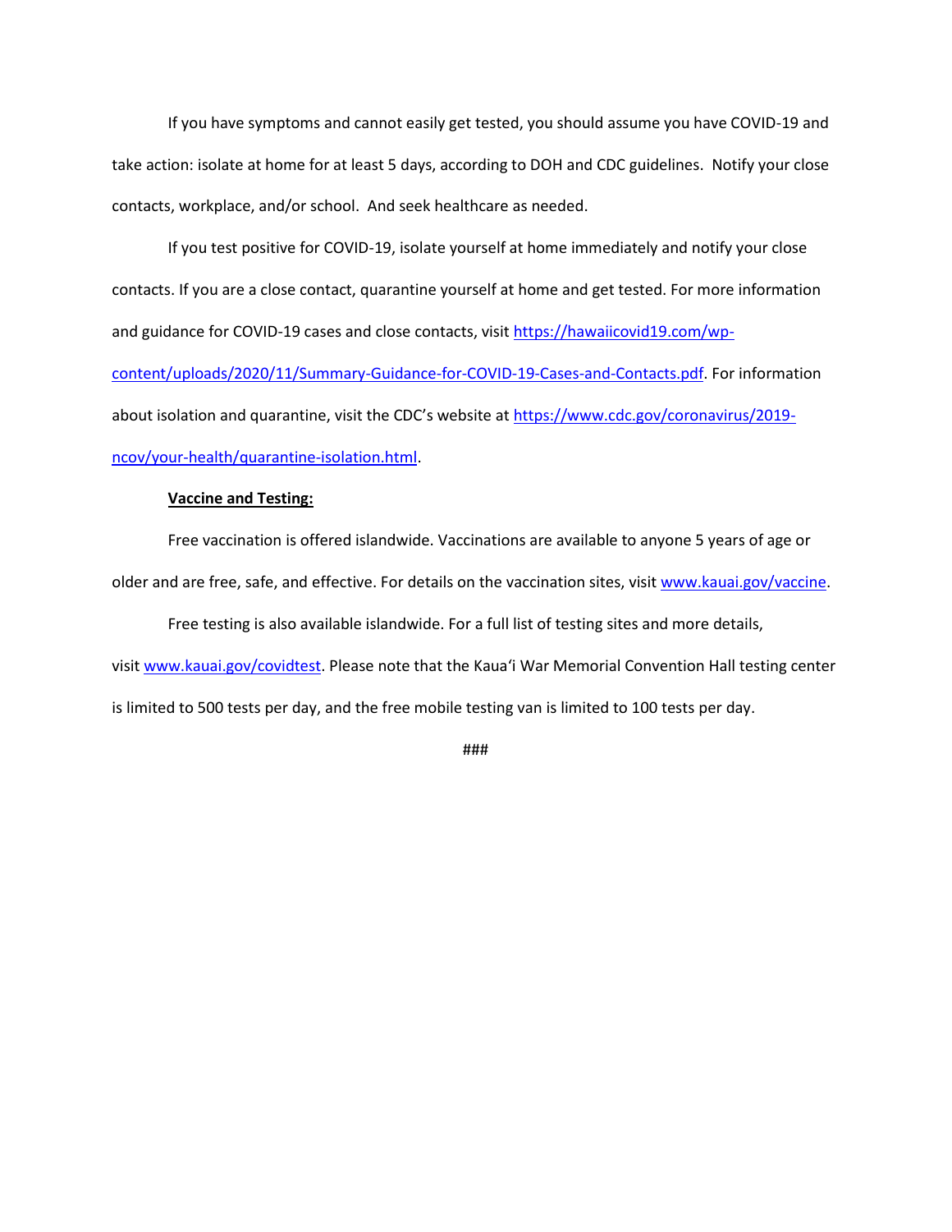If you have symptoms and cannot easily get tested, you should assume you have COVID-19 and take action: isolate at home for at least 5 days, according to DOH and CDC guidelines.  Notify your close contacts, workplace, and/or school.  And seek healthcare as needed.

If you test positive for COVID-19, isolate yourself at home immediately and notify your close contacts. If you are a close contact, quarantine yourself at home and get tested. For more information and guidance for COVID-19 cases and close contacts, visit https://hawaiicovid19.com/wp-content/uploads/2020/11/Summary-Guidance-for-COVID-19-Cases-and-Contacts.pdf. For information about isolation and quarantine, visit the CDC's website at https://www.cdc.gov/coronavirus/2019-ncov/your-health/quarantine-isolation.html.

**Vaccine and Testing:**

Free vaccination is offered islandwide. Vaccinations are available to anyone 5 years of age or older and are free, safe, and effective. For details on the vaccination sites, visit www.kauai.gov/vaccine.

Free testing is also available islandwide. For a full list of testing sites and more details, visit www.kauai.gov/covidtest. Please note that the Kaua'i War Memorial Convention Hall testing center is limited to 500 tests per day, and the free mobile testing van is limited to 100 tests per day.

###